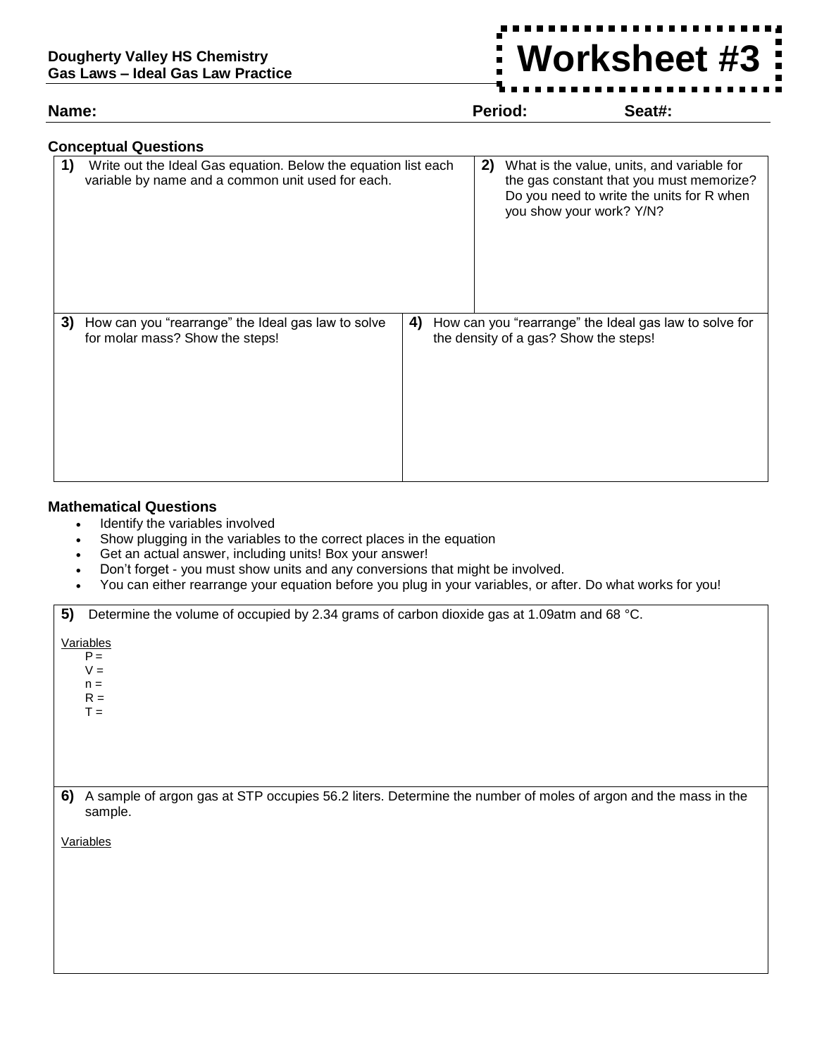**Dougherty Valley HS Chemistry**
**Gas Laws – Ideal Gas Law Practice**

# Worksheet #3

**Name:** **Period:** **Seat#:**

### Conceptual Questions

| | |
|---|---|
| **1)** Write out the Ideal Gas equation. Below the equation list each variable by name and a common unit used for each. | **2)** What is the value, units, and variable for the gas constant that you must memorize? Do you need to write the units for R when you show your work? Y/N? |
| **3)** How can you "rearrange" the Ideal gas law to solve for molar mass? Show the steps! | **4)** How can you "rearrange" the Ideal gas law to solve for the density of a gas? Show the steps! |

### Mathematical Questions

- Identify the variables involved
- Show plugging in the variables to the correct places in the equation
- Get an actual answer, including units! Box your answer!
- Don't forget - you must show units and any conversions that might be involved.
- You can either rearrange your equation before you plug in your variables, or after. Do what works for you!

**5)** Determine the volume of occupied by 2.34 grams of carbon dioxide gas at 1.09atm and 68 °C.

Variables
P =
V =
n =
R =
T =

**6)** A sample of argon gas at STP occupies 56.2 liters. Determine the number of moles of argon and the mass in the sample.

Variables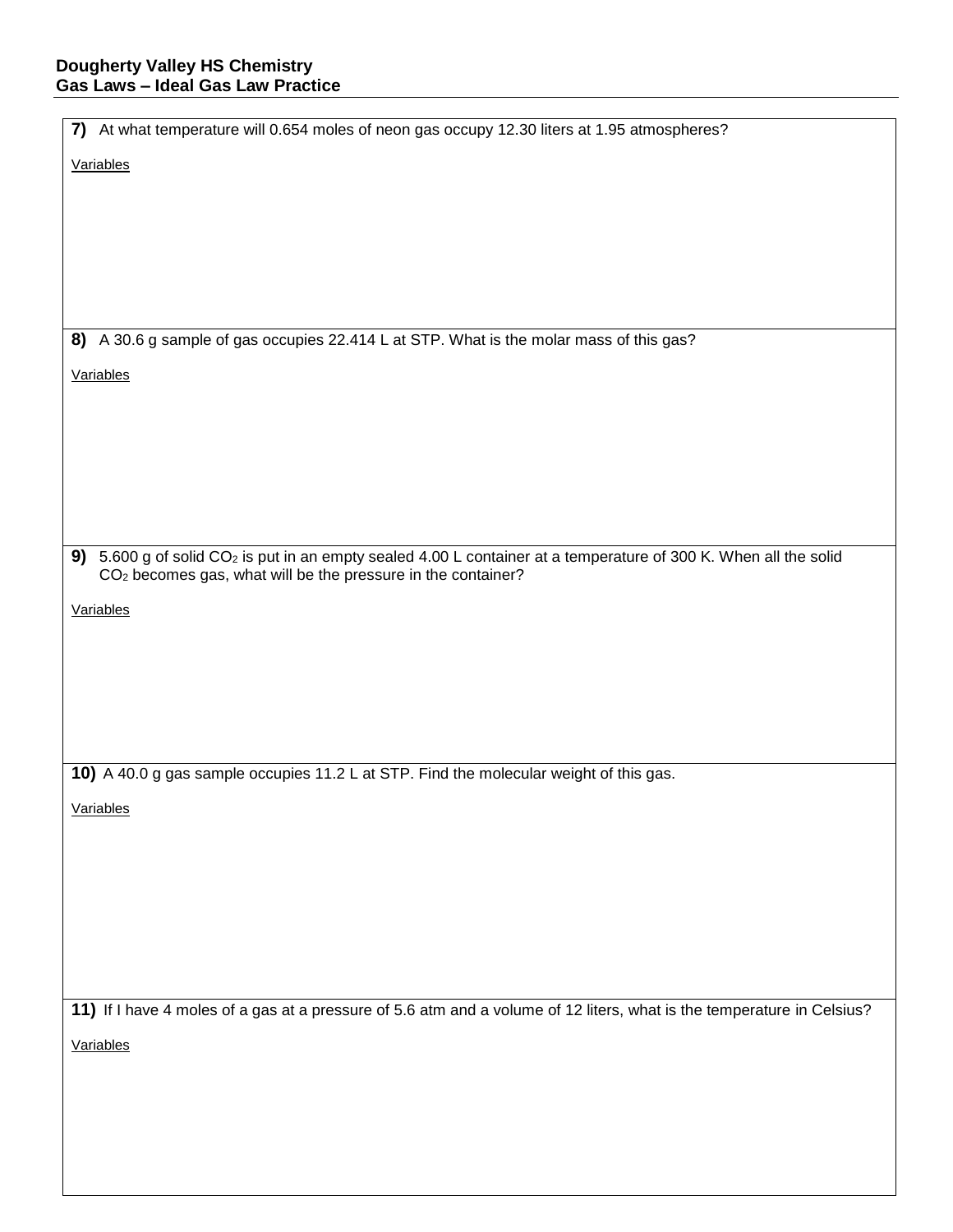**7)** At what temperature will 0.654 moles of neon gas occupy 12.30 liters at 1.95 atmospheres?

Variables

**8)** A 30.6 g sample of gas occupies 22.414 L at STP. What is the molar mass of this gas?

Variables

**9)** 5.600 g of solid $CO_2$ is put in an empty sealed 4.00 L container at a temperature of 300 K. When all the solid $CO_2$ becomes gas, what will be the pressure in the container?

Variables

**10)** A 40.0 g gas sample occupies 11.2 L at STP. Find the molecular weight of this gas.

Variables

**11)** If I have 4 moles of a gas at a pressure of 5.6 atm and a volume of 12 liters, what is the temperature in Celsius?

Variables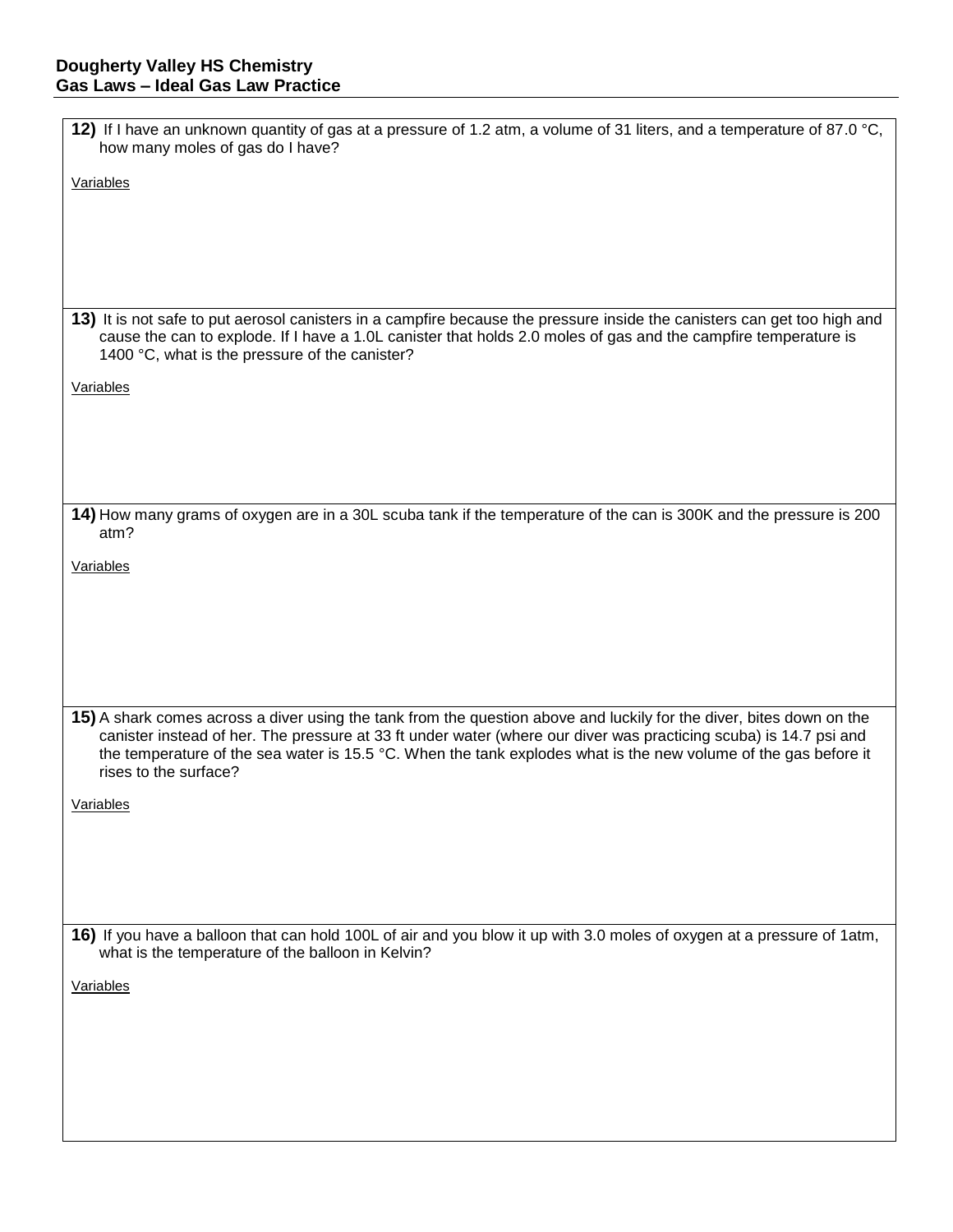**12)** If I have an unknown quantity of gas at a pressure of 1.2 atm, a volume of 31 liters, and a temperature of 87.0 °C, how many moles of gas do I have?

Variables

**13)** It is not safe to put aerosol canisters in a campfire because the pressure inside the canisters can get too high and cause the can to explode. If I have a 1.0L canister that holds 2.0 moles of gas and the campfire temperature is 1400 °C, what is the pressure of the canister?

Variables

**14)** How many grams of oxygen are in a 30L scuba tank if the temperature of the can is 300K and the pressure is 200 atm?

Variables

**15)** A shark comes across a diver using the tank from the question above and luckily for the diver, bites down on the canister instead of her. The pressure at 33 ft under water (where our diver was practicing scuba) is 14.7 psi and the temperature of the sea water is 15.5 °C. When the tank explodes what is the new volume of the gas before it rises to the surface?

Variables

**16)** If you have a balloon that can hold 100L of air and you blow it up with 3.0 moles of oxygen at a pressure of 1atm, what is the temperature of the balloon in Kelvin?

Variables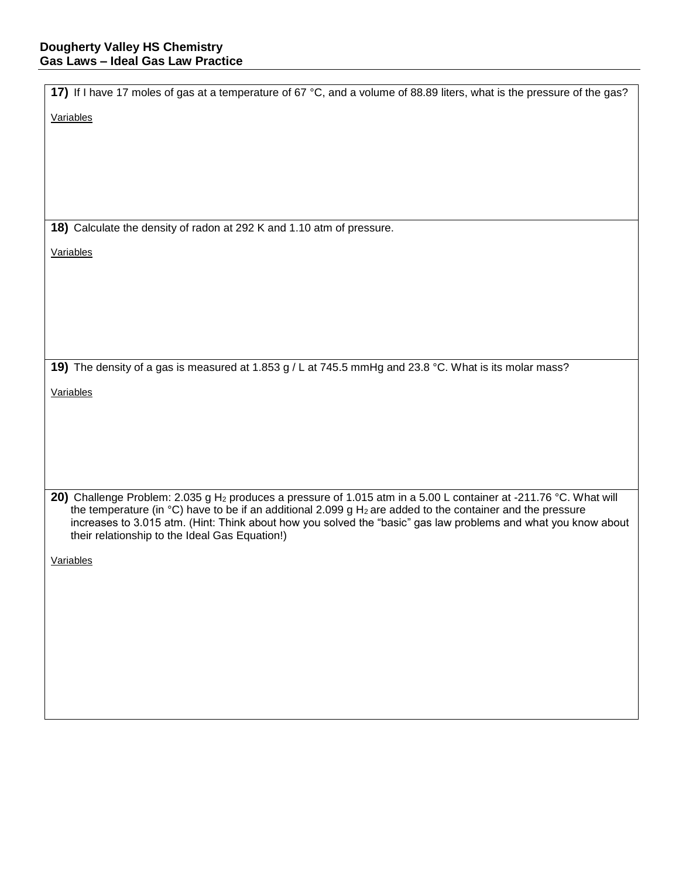**17)** If I have 17 moles of gas at a temperature of 67 °C, and a volume of 88.89 liters, what is the pressure of the gas?

Variables

**18)** Calculate the density of radon at 292 K and 1.10 atm of pressure.

Variables

**19)** The density of a gas is measured at 1.853 g / L at 745.5 mmHg and 23.8 °C. What is its molar mass?

Variables

**20)** Challenge Problem: 2.035 g $H_2$ produces a pressure of 1.015 atm in a 5.00 L container at -211.76 °C. What will the temperature (in °C) have to be if an additional 2.099 g $H_2$ are added to the container and the pressure increases to 3.015 atm. (Hint: Think about how you solved the "basic" gas law problems and what you know about their relationship to the Ideal Gas Equation!)

Variables